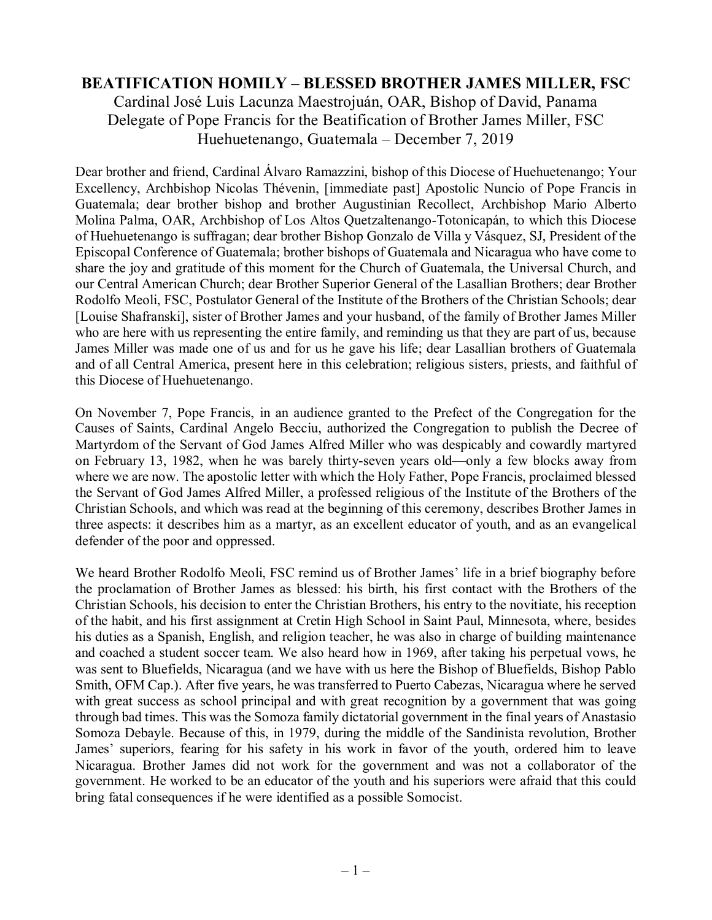# BEATIFICATION HOMILY – BLESSED BROTHER JAMES MILLER, FSC

Cardinal José Luis Lacunza Maestrojuán, OAR, Bishop of David, Panama
Delegate of Pope Francis for the Beatification of Brother James Miller, FSC
Huehuetenango, Guatemala – December 7, 2019

Dear brother and friend, Cardinal Álvaro Ramazzini, bishop of this Diocese of Huehuetenango; Your Excellency, Archbishop Nicolas Thévenin, [immediate past] Apostolic Nuncio of Pope Francis in Guatemala; dear brother bishop and brother Augustinian Recollect, Archbishop Mario Alberto Molina Palma, OAR, Archbishop of Los Altos Quetzaltenango-Totonicapán, to which this Diocese of Huehuetenango is suffragan; dear brother Bishop Gonzalo de Villa y Vásquez, SJ, President of the Episcopal Conference of Guatemala; brother bishops of Guatemala and Nicaragua who have come to share the joy and gratitude of this moment for the Church of Guatemala, the Universal Church, and our Central American Church; dear Brother Superior General of the Lasallian Brothers; dear Brother Rodolfo Meoli, FSC, Postulator General of the Institute of the Brothers of the Christian Schools; dear [Louise Shafranski], sister of Brother James and your husband, of the family of Brother James Miller who are here with us representing the entire family, and reminding us that they are part of us, because James Miller was made one of us and for us he gave his life; dear Lasallian brothers of Guatemala and of all Central America, present here in this celebration; religious sisters, priests, and faithful of this Diocese of Huehuetenango.

On November 7, Pope Francis, in an audience granted to the Prefect of the Congregation for the Causes of Saints, Cardinal Angelo Becciu, authorized the Congregation to publish the Decree of Martyrdom of the Servant of God James Alfred Miller who was despicably and cowardly martyred on February 13, 1982, when he was barely thirty-seven years old—only a few blocks away from where we are now. The apostolic letter with which the Holy Father, Pope Francis, proclaimed blessed the Servant of God James Alfred Miller, a professed religious of the Institute of the Brothers of the Christian Schools, and which was read at the beginning of this ceremony, describes Brother James in three aspects: it describes him as a martyr, as an excellent educator of youth, and as an evangelical defender of the poor and oppressed.

We heard Brother Rodolfo Meoli, FSC remind us of Brother James' life in a brief biography before the proclamation of Brother James as blessed: his birth, his first contact with the Brothers of the Christian Schools, his decision to enter the Christian Brothers, his entry to the novitiate, his reception of the habit, and his first assignment at Cretin High School in Saint Paul, Minnesota, where, besides his duties as a Spanish, English, and religion teacher, he was also in charge of building maintenance and coached a student soccer team. We also heard how in 1969, after taking his perpetual vows, he was sent to Bluefields, Nicaragua (and we have with us here the Bishop of Bluefields, Bishop Pablo Smith, OFM Cap.). After five years, he was transferred to Puerto Cabezas, Nicaragua where he served with great success as school principal and with great recognition by a government that was going through bad times. This was the Somoza family dictatorial government in the final years of Anastasio Somoza Debayle. Because of this, in 1979, during the middle of the Sandinista revolution, Brother James' superiors, fearing for his safety in his work in favor of the youth, ordered him to leave Nicaragua. Brother James did not work for the government and was not a collaborator of the government. He worked to be an educator of the youth and his superiors were afraid that this could bring fatal consequences if he were identified as a possible Somocist.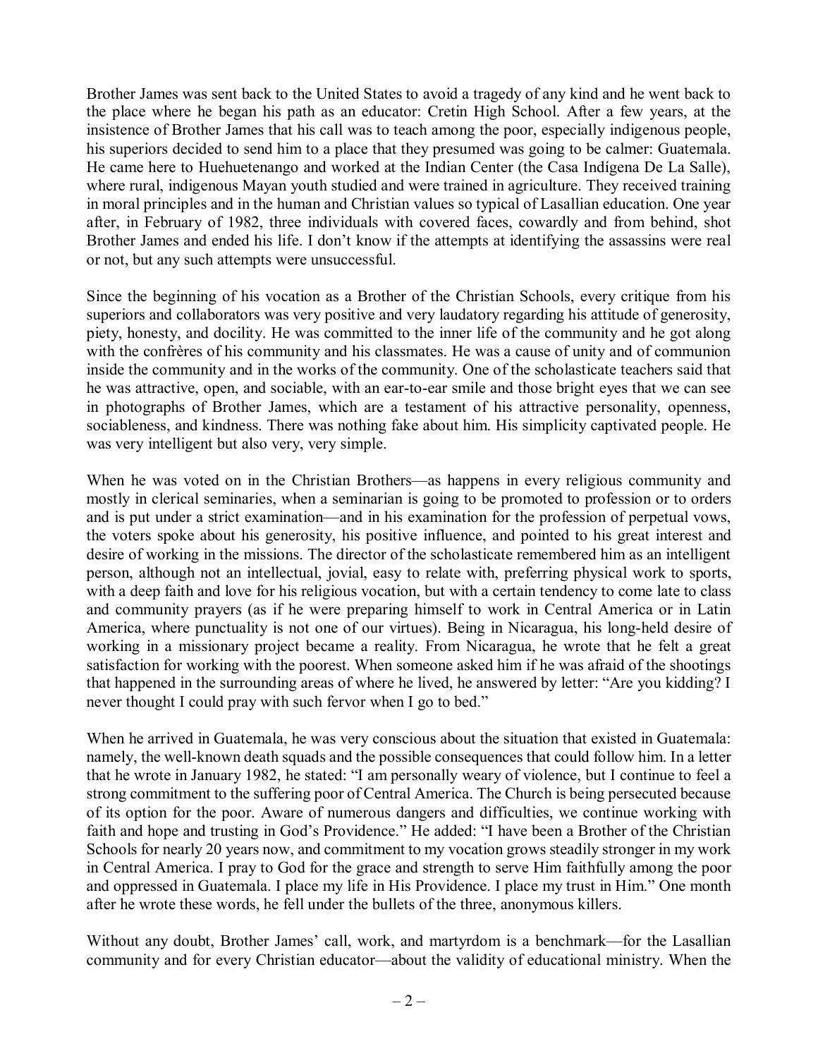Brother James was sent back to the United States to avoid a tragedy of any kind and he went back to the place where he began his path as an educator: Cretin High School. After a few years, at the insistence of Brother James that his call was to teach among the poor, especially indigenous people, his superiors decided to send him to a place that they presumed was going to be calmer: Guatemala. He came here to Huehuetenango and worked at the Indian Center (the Casa Indígena De La Salle), where rural, indigenous Mayan youth studied and were trained in agriculture. They received training in moral principles and in the human and Christian values so typical of Lasallian education. One year after, in February of 1982, three individuals with covered faces, cowardly and from behind, shot Brother James and ended his life. I don't know if the attempts at identifying the assassins were real or not, but any such attempts were unsuccessful.

Since the beginning of his vocation as a Brother of the Christian Schools, every critique from his superiors and collaborators was very positive and very laudatory regarding his attitude of generosity, piety, honesty, and docility. He was committed to the inner life of the community and he got along with the confrères of his community and his classmates. He was a cause of unity and of communion inside the community and in the works of the community. One of the scholasticate teachers said that he was attractive, open, and sociable, with an ear-to-ear smile and those bright eyes that we can see in photographs of Brother James, which are a testament of his attractive personality, openness, sociableness, and kindness. There was nothing fake about him. His simplicity captivated people. He was very intelligent but also very, very simple.

When he was voted on in the Christian Brothers—as happens in every religious community and mostly in clerical seminaries, when a seminarian is going to be promoted to profession or to orders and is put under a strict examination—and in his examination for the profession of perpetual vows, the voters spoke about his generosity, his positive influence, and pointed to his great interest and desire of working in the missions. The director of the scholasticate remembered him as an intelligent person, although not an intellectual, jovial, easy to relate with, preferring physical work to sports, with a deep faith and love for his religious vocation, but with a certain tendency to come late to class and community prayers (as if he were preparing himself to work in Central America or in Latin America, where punctuality is not one of our virtues). Being in Nicaragua, his long-held desire of working in a missionary project became a reality. From Nicaragua, he wrote that he felt a great satisfaction for working with the poorest. When someone asked him if he was afraid of the shootings that happened in the surrounding areas of where he lived, he answered by letter: "Are you kidding? I never thought I could pray with such fervor when I go to bed."

When he arrived in Guatemala, he was very conscious about the situation that existed in Guatemala: namely, the well-known death squads and the possible consequences that could follow him. In a letter that he wrote in January 1982, he stated: "I am personally weary of violence, but I continue to feel a strong commitment to the suffering poor of Central America. The Church is being persecuted because of its option for the poor. Aware of numerous dangers and difficulties, we continue working with faith and hope and trusting in God's Providence." He added: "I have been a Brother of the Christian Schools for nearly 20 years now, and commitment to my vocation grows steadily stronger in my work in Central America. I pray to God for the grace and strength to serve Him faithfully among the poor and oppressed in Guatemala. I place my life in His Providence. I place my trust in Him." One month after he wrote these words, he fell under the bullets of the three, anonymous killers.

Without any doubt, Brother James' call, work, and martyrdom is a benchmark—for the Lasallian community and for every Christian educator—about the validity of educational ministry. When the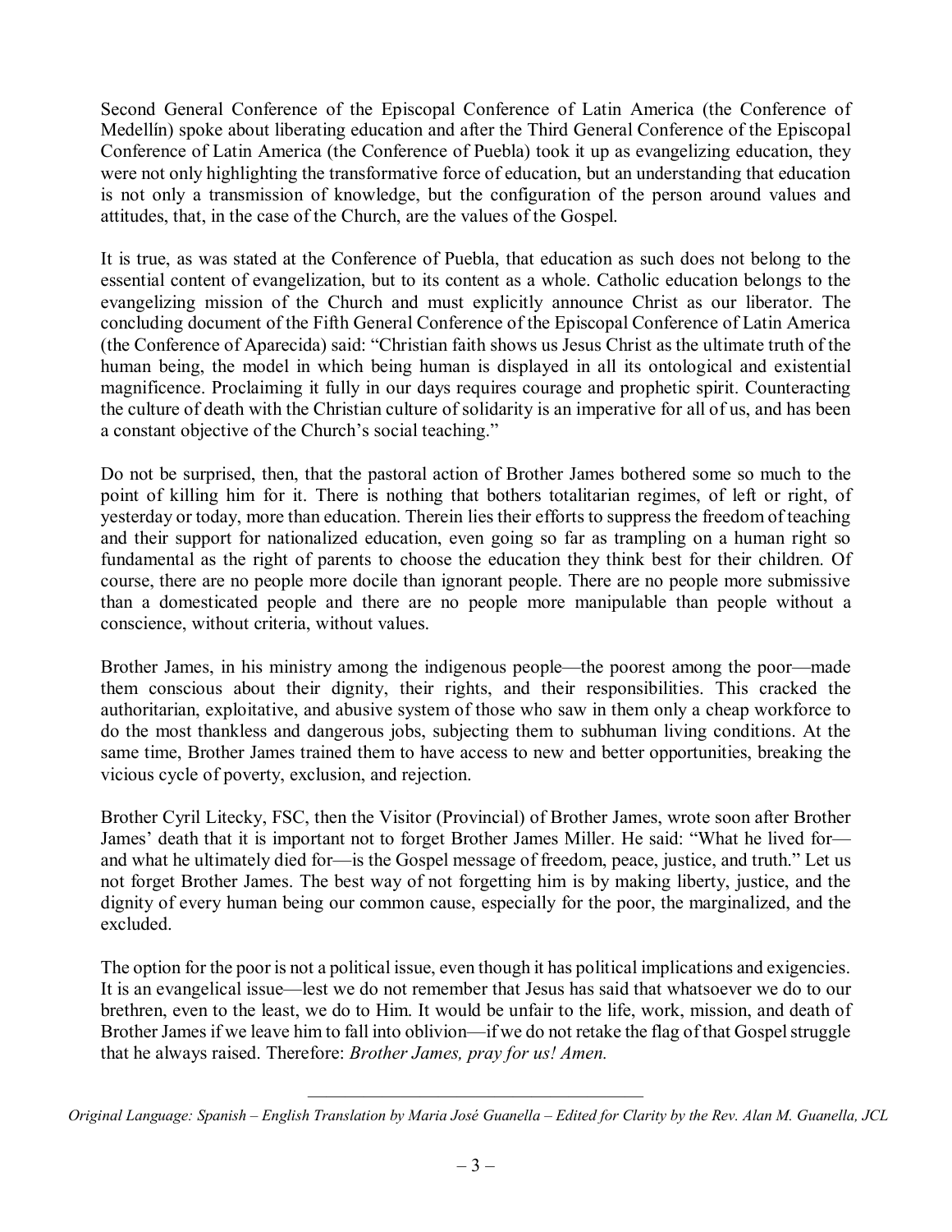Second General Conference of the Episcopal Conference of Latin America (the Conference of Medellín) spoke about liberating education and after the Third General Conference of the Episcopal Conference of Latin America (the Conference of Puebla) took it up as evangelizing education, they were not only highlighting the transformative force of education, but an understanding that education is not only a transmission of knowledge, but the configuration of the person around values and attitudes, that, in the case of the Church, are the values of the Gospel.

It is true, as was stated at the Conference of Puebla, that education as such does not belong to the essential content of evangelization, but to its content as a whole. Catholic education belongs to the evangelizing mission of the Church and must explicitly announce Christ as our liberator. The concluding document of the Fifth General Conference of the Episcopal Conference of Latin America (the Conference of Aparecida) said: "Christian faith shows us Jesus Christ as the ultimate truth of the human being, the model in which being human is displayed in all its ontological and existential magnificence. Proclaiming it fully in our days requires courage and prophetic spirit. Counteracting the culture of death with the Christian culture of solidarity is an imperative for all of us, and has been a constant objective of the Church's social teaching."

Do not be surprised, then, that the pastoral action of Brother James bothered some so much to the point of killing him for it. There is nothing that bothers totalitarian regimes, of left or right, of yesterday or today, more than education. Therein lies their efforts to suppress the freedom of teaching and their support for nationalized education, even going so far as trampling on a human right so fundamental as the right of parents to choose the education they think best for their children. Of course, there are no people more docile than ignorant people. There are no people more submissive than a domesticated people and there are no people more manipulable than people without a conscience, without criteria, without values.

Brother James, in his ministry among the indigenous people—the poorest among the poor—made them conscious about their dignity, their rights, and their responsibilities. This cracked the authoritarian, exploitative, and abusive system of those who saw in them only a cheap workforce to do the most thankless and dangerous jobs, subjecting them to subhuman living conditions. At the same time, Brother James trained them to have access to new and better opportunities, breaking the vicious cycle of poverty, exclusion, and rejection.

Brother Cyril Litecky, FSC, then the Visitor (Provincial) of Brother James, wrote soon after Brother James' death that it is important not to forget Brother James Miller. He said: "What he lived for—and what he ultimately died for—is the Gospel message of freedom, peace, justice, and truth." Let us not forget Brother James. The best way of not forgetting him is by making liberty, justice, and the dignity of every human being our common cause, especially for the poor, the marginalized, and the excluded.

The option for the poor is not a political issue, even though it has political implications and exigencies. It is an evangelical issue—lest we do not remember that Jesus has said that whatsoever we do to our brethren, even to the least, we do to Him. It would be unfair to the life, work, mission, and death of Brother James if we leave him to fall into oblivion—if we do not retake the flag of that Gospel struggle that he always raised. Therefore: *Brother James, pray for us! Amen.*

---

*Original Language: Spanish – English Translation by Maria José Guanella – Edited for Clarity by the Rev. Alan M. Guanella, JCL*